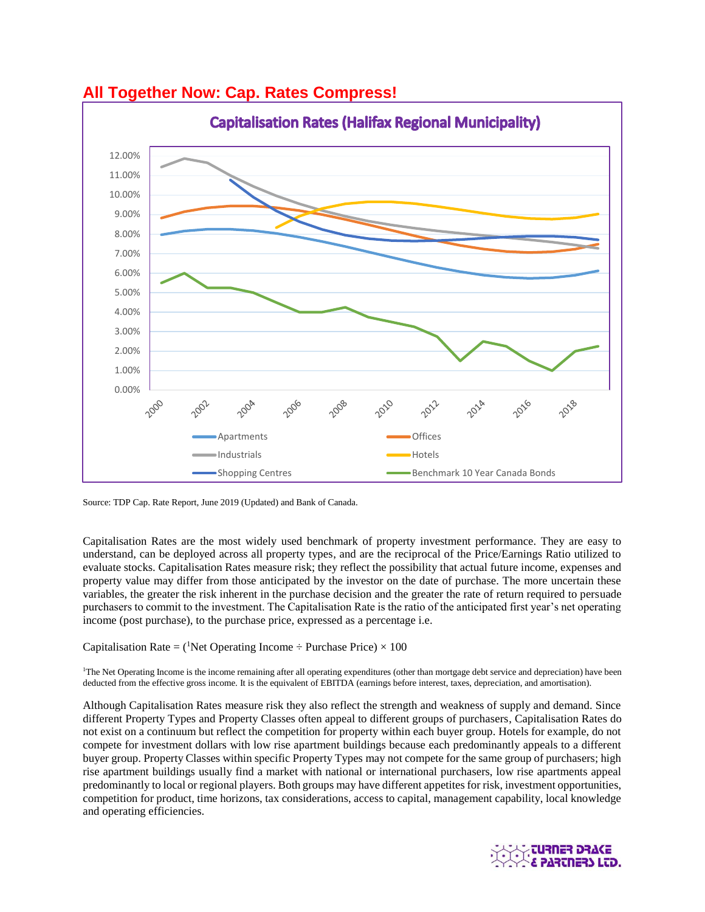# All Together Now: Cap. Rates Compress!

**Capitalisation Rates (Halifax Regional Municipality)**

Source: TDP Cap. Rate Report, June 2019 (Updated) and Bank of Canada.

Capitalisation Rates are the most widely used benchmark of property investment performance. They are easy to understand, can be deployed across all property types, and are the reciprocal of the Price/Earnings Ratio utilized to evaluate stocks. Capitalisation Rates measure risk; they reflect the possibility that actual future income, expenses and property value may differ from those anticipated by the investor on the date of purchase. The more uncertain these variables, the greater the risk inherent in the purchase decision and the greater the rate of return required to persuade purchasers to commit to the investment. The Capitalisation Rate is the ratio of the anticipated first year's net operating income (post purchase), to the purchase price, expressed as a percentage i.e.

Capitalisation Rate = ([1]Net Operating Income ÷ Purchase Price) × 100

[1]The Net Operating Income is the income remaining after all operating expenditures (other than mortgage debt service and depreciation) have been deducted from the effective gross income. It is the equivalent of EBITDA (earnings before interest, taxes, depreciation, and amortisation).

Although Capitalisation Rates measure risk they also reflect the strength and weakness of supply and demand. Since different Property Types and Property Classes often appeal to different groups of purchasers, Capitalisation Rates do not exist on a continuum but reflect the competition for property within each buyer group. Hotels for example, do not compete for investment dollars with low rise apartment buildings because each predominantly appeals to a different buyer group. Property Classes within specific Property Types may not compete for the same group of purchasers; high rise apartment buildings usually find a market with national or international purchasers, low rise apartments appeal predominantly to local or regional players. Both groups may have different appetites for risk, investment opportunities, competition for product, time horizons, tax considerations, access to capital, management capability, local knowledge and operating efficiencies.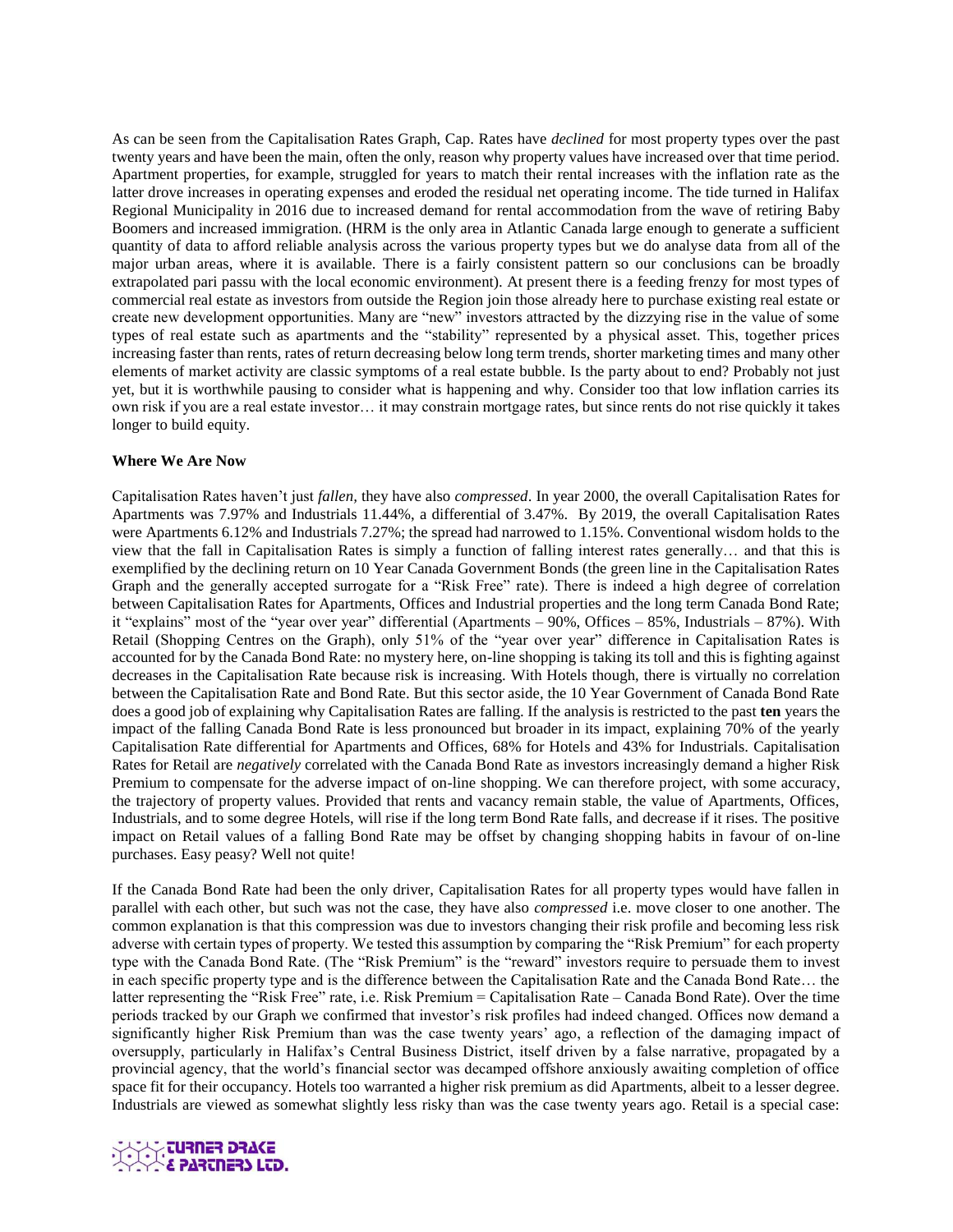As can be seen from the Capitalisation Rates Graph, Cap. Rates have *declined* for most property types over the past twenty years and have been the main, often the only, reason why property values have increased over that time period. Apartment properties, for example, struggled for years to match their rental increases with the inflation rate as the latter drove increases in operating expenses and eroded the residual net operating income. The tide turned in Halifax Regional Municipality in 2016 due to increased demand for rental accommodation from the wave of retiring Baby Boomers and increased immigration. (HRM is the only area in Atlantic Canada large enough to generate a sufficient quantity of data to afford reliable analysis across the various property types but we do analyse data from all of the major urban areas, where it is available. There is a fairly consistent pattern so our conclusions can be broadly extrapolated pari passu with the local economic environment). At present there is a feeding frenzy for most types of commercial real estate as investors from outside the Region join those already here to purchase existing real estate or create new development opportunities. Many are "new" investors attracted by the dizzying rise in the value of some types of real estate such as apartments and the "stability" represented by a physical asset. This, together prices increasing faster than rents, rates of return decreasing below long term trends, shorter marketing times and many other elements of market activity are classic symptoms of a real estate bubble. Is the party about to end? Probably not just yet, but it is worthwhile pausing to consider what is happening and why. Consider too that low inflation carries its own risk if you are a real estate investor… it may constrain mortgage rates, but since rents do not rise quickly it takes longer to build equity.

**Where We Are Now**

Capitalisation Rates haven't just *fallen*, they have also *compressed*. In year 2000, the overall Capitalisation Rates for Apartments was 7.97% and Industrials 11.44%, a differential of 3.47%. By 2019, the overall Capitalisation Rates were Apartments 6.12% and Industrials 7.27%; the spread had narrowed to 1.15%. Conventional wisdom holds to the view that the fall in Capitalisation Rates is simply a function of falling interest rates generally… and that this is exemplified by the declining return on 10 Year Canada Government Bonds (the green line in the Capitalisation Rates Graph and the generally accepted surrogate for a "Risk Free" rate). There is indeed a high degree of correlation between Capitalisation Rates for Apartments, Offices and Industrial properties and the long term Canada Bond Rate; it "explains" most of the "year over year" differential (Apartments – 90%, Offices – 85%, Industrials – 87%). With Retail (Shopping Centres on the Graph), only 51% of the "year over year" difference in Capitalisation Rates is accounted for by the Canada Bond Rate: no mystery here, on-line shopping is taking its toll and this is fighting against decreases in the Capitalisation Rate because risk is increasing. With Hotels though, there is virtually no correlation between the Capitalisation Rate and Bond Rate. But this sector aside, the 10 Year Government of Canada Bond Rate does a good job of explaining why Capitalisation Rates are falling. If the analysis is restricted to the past **ten** years the impact of the falling Canada Bond Rate is less pronounced but broader in its impact, explaining 70% of the yearly Capitalisation Rate differential for Apartments and Offices, 68% for Hotels and 43% for Industrials. Capitalisation Rates for Retail are *negatively* correlated with the Canada Bond Rate as investors increasingly demand a higher Risk Premium to compensate for the adverse impact of on-line shopping. We can therefore project, with some accuracy, the trajectory of property values. Provided that rents and vacancy remain stable, the value of Apartments, Offices, Industrials, and to some degree Hotels, will rise if the long term Bond Rate falls, and decrease if it rises. The positive impact on Retail values of a falling Bond Rate may be offset by changing shopping habits in favour of on-line purchases. Easy peasy? Well not quite!

If the Canada Bond Rate had been the only driver, Capitalisation Rates for all property types would have fallen in parallel with each other, but such was not the case, they have also *compressed* i.e. move closer to one another. The common explanation is that this compression was due to investors changing their risk profile and becoming less risk adverse with certain types of property. We tested this assumption by comparing the "Risk Premium" for each property type with the Canada Bond Rate. (The "Risk Premium" is the "reward" investors require to persuade them to invest in each specific property type and is the difference between the Capitalisation Rate and the Canada Bond Rate… the latter representing the "Risk Free" rate, i.e. Risk Premium = Capitalisation Rate – Canada Bond Rate). Over the time periods tracked by our Graph we confirmed that investor's risk profiles had indeed changed. Offices now demand a significantly higher Risk Premium than was the case twenty years' ago, a reflection of the damaging impact of oversupply, particularly in Halifax's Central Business District, itself driven by a false narrative, propagated by a provincial agency, that the world's financial sector was decamped offshore anxiously awaiting completion of office space fit for their occupancy. Hotels too warranted a higher risk premium as did Apartments, albeit to a lesser degree. Industrials are viewed as somewhat slightly less risky than was the case twenty years ago. Retail is a special case: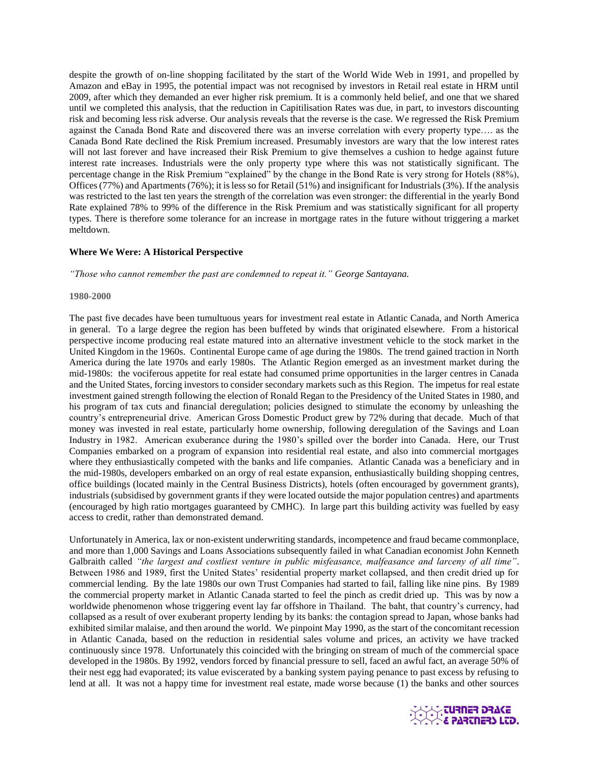despite the growth of on-line shopping facilitated by the start of the World Wide Web in 1991, and propelled by Amazon and eBay in 1995, the potential impact was not recognised by investors in Retail real estate in HRM until 2009, after which they demanded an ever higher risk premium. It is a commonly held belief, and one that we shared until we completed this analysis, that the reduction in Capitilisation Rates was due, in part, to investors discounting risk and becoming less risk adverse. Our analysis reveals that the reverse is the case. We regressed the Risk Premium against the Canada Bond Rate and discovered there was an inverse correlation with every property type…. as the Canada Bond Rate declined the Risk Premium increased. Presumably investors are wary that the low interest rates will not last forever and have increased their Risk Premium to give themselves a cushion to hedge against future interest rate increases. Industrials were the only property type where this was not statistically significant. The percentage change in the Risk Premium "explained" by the change in the Bond Rate is very strong for Hotels (88%), Offices (77%) and Apartments (76%); it is less so for Retail (51%) and insignificant for Industrials (3%). If the analysis was restricted to the last ten years the strength of the correlation was even stronger: the differential in the yearly Bond Rate explained 78% to 99% of the difference in the Risk Premium and was statistically significant for all property types. There is therefore some tolerance for an increase in mortgage rates in the future without triggering a market meltdown.

**Where We Were: A Historical Perspective**

*"Those who cannot remember the past are condemned to repeat it." George Santayana.*

**1980-2000**

The past five decades have been tumultuous years for investment real estate in Atlantic Canada, and North America in general. To a large degree the region has been buffeted by winds that originated elsewhere. From a historical perspective income producing real estate matured into an alternative investment vehicle to the stock market in the United Kingdom in the 1960s. Continental Europe came of age during the 1980s. The trend gained traction in North America during the late 1970s and early 1980s. The Atlantic Region emerged as an investment market during the mid-1980s: the vociferous appetite for real estate had consumed prime opportunities in the larger centres in Canada and the United States, forcing investors to consider secondary markets such as this Region. The impetus for real estate investment gained strength following the election of Ronald Regan to the Presidency of the United States in 1980, and his program of tax cuts and financial deregulation; policies designed to stimulate the economy by unleashing the country's entrepreneurial drive. American Gross Domestic Product grew by 72% during that decade. Much of that money was invested in real estate, particularly home ownership, following deregulation of the Savings and Loan Industry in 1982. American exuberance during the 1980's spilled over the border into Canada. Here, our Trust Companies embarked on a program of expansion into residential real estate, and also into commercial mortgages where they enthusiastically competed with the banks and life companies. Atlantic Canada was a beneficiary and in the mid-1980s, developers embarked on an orgy of real estate expansion, enthusiastically building shopping centres, office buildings (located mainly in the Central Business Districts), hotels (often encouraged by government grants), industrials (subsidised by government grants if they were located outside the major population centres) and apartments (encouraged by high ratio mortgages guaranteed by CMHC). In large part this building activity was fuelled by easy access to credit, rather than demonstrated demand.

Unfortunately in America, lax or non-existent underwriting standards, incompetence and fraud became commonplace, and more than 1,000 Savings and Loans Associations subsequently failed in what Canadian economist John Kenneth Galbraith called *"the largest and costliest venture in public misfeasance, malfeasance and larceny of all time"*. Between 1986 and 1989, first the United States' residential property market collapsed, and then credit dried up for commercial lending. By the late 1980s our own Trust Companies had started to fail, falling like nine pins. By 1989 the commercial property market in Atlantic Canada started to feel the pinch as credit dried up. This was by now a worldwide phenomenon whose triggering event lay far offshore in Thailand. The baht, that country's currency, had collapsed as a result of over exuberant property lending by its banks: the contagion spread to Japan, whose banks had exhibited similar malaise, and then around the world. We pinpoint May 1990, as the start of the concomitant recession in Atlantic Canada, based on the reduction in residential sales volume and prices, an activity we have tracked continuously since 1978. Unfortunately this coincided with the bringing on stream of much of the commercial space developed in the 1980s. By 1992, vendors forced by financial pressure to sell, faced an awful fact, an average 50% of their nest egg had evaporated; its value eviscerated by a banking system paying penance to past excess by refusing to lend at all. It was not a happy time for investment real estate, made worse because (1) the banks and other sources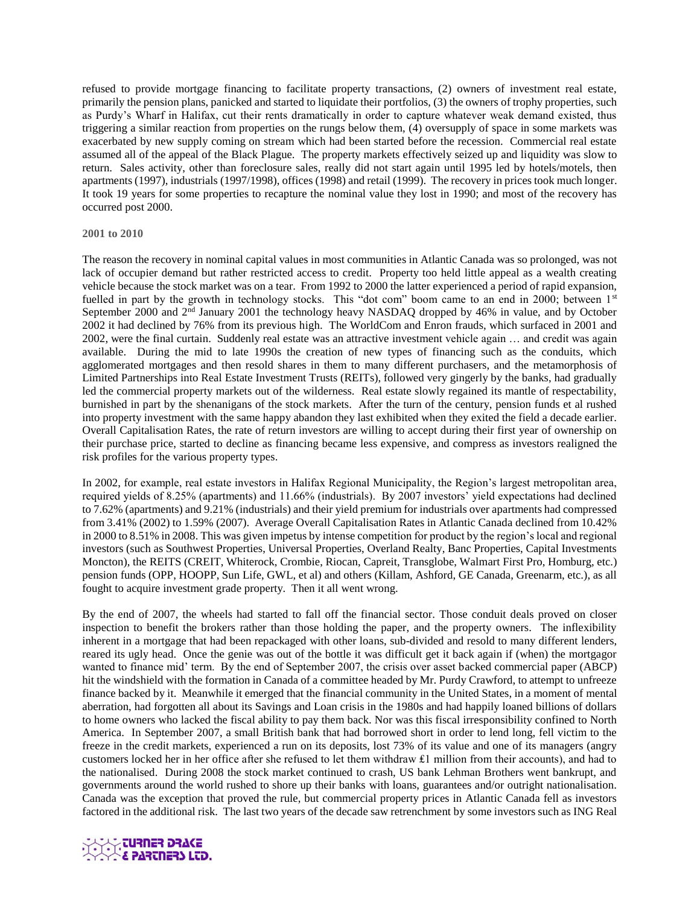refused to provide mortgage financing to facilitate property transactions, (2) owners of investment real estate, primarily the pension plans, panicked and started to liquidate their portfolios, (3) the owners of trophy properties, such as Purdy's Wharf in Halifax, cut their rents dramatically in order to capture whatever weak demand existed, thus triggering a similar reaction from properties on the rungs below them, (4) oversupply of space in some markets was exacerbated by new supply coming on stream which had been started before the recession. Commercial real estate assumed all of the appeal of the Black Plague. The property markets effectively seized up and liquidity was slow to return. Sales activity, other than foreclosure sales, really did not start again until 1995 led by hotels/motels, then apartments (1997), industrials (1997/1998), offices (1998) and retail (1999). The recovery in prices took much longer. It took 19 years for some properties to recapture the nominal value they lost in 1990; and most of the recovery has occurred post 2000.

**2001 to 2010**

The reason the recovery in nominal capital values in most communities in Atlantic Canada was so prolonged, was not lack of occupier demand but rather restricted access to credit. Property too held little appeal as a wealth creating vehicle because the stock market was on a tear. From 1992 to 2000 the latter experienced a period of rapid expansion, fuelled in part by the growth in technology stocks. This "dot com" boom came to an end in 2000; between 1st September 2000 and 2nd January 2001 the technology heavy NASDAQ dropped by 46% in value, and by October 2002 it had declined by 76% from its previous high. The WorldCom and Enron frauds, which surfaced in 2001 and 2002, were the final curtain. Suddenly real estate was an attractive investment vehicle again … and credit was again available. During the mid to late 1990s the creation of new types of financing such as the conduits, which agglomerated mortgages and then resold shares in them to many different purchasers, and the metamorphosis of Limited Partnerships into Real Estate Investment Trusts (REITs), followed very gingerly by the banks, had gradually led the commercial property markets out of the wilderness. Real estate slowly regained its mantle of respectability, burnished in part by the shenanigans of the stock markets. After the turn of the century, pension funds et al rushed into property investment with the same happy abandon they last exhibited when they exited the field a decade earlier. Overall Capitalisation Rates, the rate of return investors are willing to accept during their first year of ownership on their purchase price, started to decline as financing became less expensive, and compress as investors realigned the risk profiles for the various property types.

In 2002, for example, real estate investors in Halifax Regional Municipality, the Region's largest metropolitan area, required yields of 8.25% (apartments) and 11.66% (industrials). By 2007 investors' yield expectations had declined to 7.62% (apartments) and 9.21% (industrials) and their yield premium for industrials over apartments had compressed from 3.41% (2002) to 1.59% (2007). Average Overall Capitalisation Rates in Atlantic Canada declined from 10.42% in 2000 to 8.51% in 2008. This was given impetus by intense competition for product by the region's local and regional investors (such as Southwest Properties, Universal Properties, Overland Realty, Banc Properties, Capital Investments Moncton), the REITS (CREIT, Whiterock, Crombie, Riocan, Capreit, Transglobe, Walmart First Pro, Homburg, etc.) pension funds (OPP, HOOPP, Sun Life, GWL, et al) and others (Killam, Ashford, GE Canada, Greenarm, etc.), as all fought to acquire investment grade property. Then it all went wrong.

By the end of 2007, the wheels had started to fall off the financial sector. Those conduit deals proved on closer inspection to benefit the brokers rather than those holding the paper, and the property owners. The inflexibility inherent in a mortgage that had been repackaged with other loans, sub-divided and resold to many different lenders, reared its ugly head. Once the genie was out of the bottle it was difficult get it back again if (when) the mortgagor wanted to finance mid' term. By the end of September 2007, the crisis over asset backed commercial paper (ABCP) hit the windshield with the formation in Canada of a committee headed by Mr. Purdy Crawford, to attempt to unfreeze finance backed by it. Meanwhile it emerged that the financial community in the United States, in a moment of mental aberration, had forgotten all about its Savings and Loan crisis in the 1980s and had happily loaned billions of dollars to home owners who lacked the fiscal ability to pay them back. Nor was this fiscal irresponsibility confined to North America. In September 2007, a small British bank that had borrowed short in order to lend long, fell victim to the freeze in the credit markets, experienced a run on its deposits, lost 73% of its value and one of its managers (angry customers locked her in her office after she refused to let them withdraw ₤1 million from their accounts), and had to the nationalised. During 2008 the stock market continued to crash, US bank Lehman Brothers went bankrupt, and governments around the world rushed to shore up their banks with loans, guarantees and/or outright nationalisation. Canada was the exception that proved the rule, but commercial property prices in Atlantic Canada fell as investors factored in the additional risk. The last two years of the decade saw retrenchment by some investors such as ING Real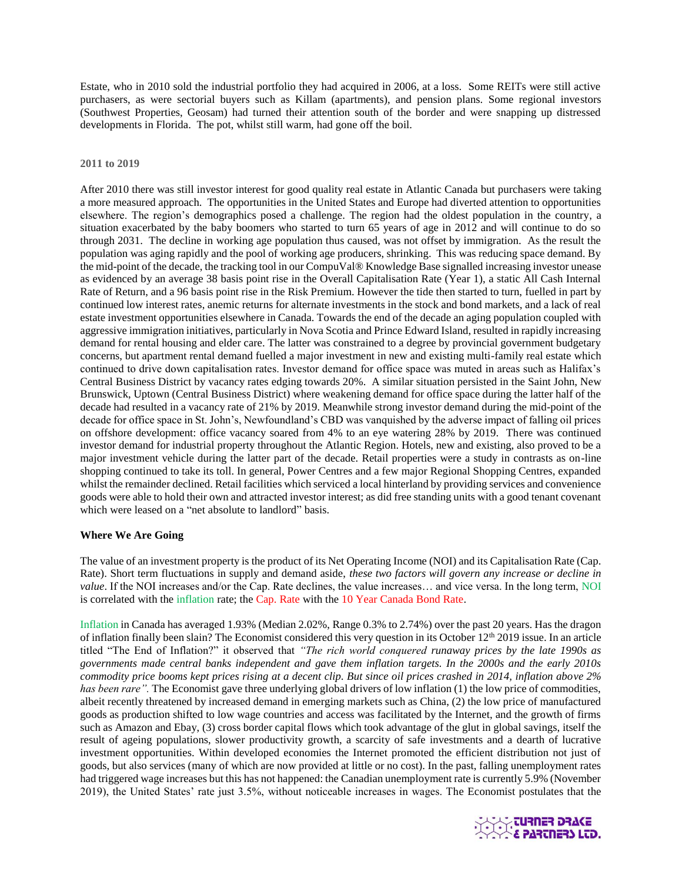Estate, who in 2010 sold the industrial portfolio they had acquired in 2006, at a loss. Some REITs were still active purchasers, as were sectorial buyers such as Killam (apartments), and pension plans. Some regional investors (Southwest Properties, Geosam) had turned their attention south of the border and were snapping up distressed developments in Florida. The pot, whilst still warm, had gone off the boil.

### 2011 to 2019

After 2010 there was still investor interest for good quality real estate in Atlantic Canada but purchasers were taking a more measured approach. The opportunities in the United States and Europe had diverted attention to opportunities elsewhere. The region's demographics posed a challenge. The region had the oldest population in the country, a situation exacerbated by the baby boomers who started to turn 65 years of age in 2012 and will continue to do so through 2031. The decline in working age population thus caused, was not offset by immigration. As the result the population was aging rapidly and the pool of working age producers, shrinking. This was reducing space demand. By the mid-point of the decade, the tracking tool in our CompuVal® Knowledge Base signalled increasing investor unease as evidenced by an average 38 basis point rise in the Overall Capitalisation Rate (Year 1), a static All Cash Internal Rate of Return, and a 96 basis point rise in the Risk Premium. However the tide then started to turn, fuelled in part by continued low interest rates, anemic returns for alternate investments in the stock and bond markets, and a lack of real estate investment opportunities elsewhere in Canada. Towards the end of the decade an aging population coupled with aggressive immigration initiatives, particularly in Nova Scotia and Prince Edward Island, resulted in rapidly increasing demand for rental housing and elder care. The latter was constrained to a degree by provincial government budgetary concerns, but apartment rental demand fuelled a major investment in new and existing multi-family real estate which continued to drive down capitalisation rates. Investor demand for office space was muted in areas such as Halifax's Central Business District by vacancy rates edging towards 20%. A similar situation persisted in the Saint John, New Brunswick, Uptown (Central Business District) where weakening demand for office space during the latter half of the decade had resulted in a vacancy rate of 21% by 2019. Meanwhile strong investor demand during the mid-point of the decade for office space in St. John's, Newfoundland's CBD was vanquished by the adverse impact of falling oil prices on offshore development: office vacancy soared from 4% to an eye watering 28% by 2019. There was continued investor demand for industrial property throughout the Atlantic Region. Hotels, new and existing, also proved to be a major investment vehicle during the latter part of the decade. Retail properties were a study in contrasts as on-line shopping continued to take its toll. In general, Power Centres and a few major Regional Shopping Centres, expanded whilst the remainder declined. Retail facilities which serviced a local hinterland by providing services and convenience goods were able to hold their own and attracted investor interest; as did free standing units with a good tenant covenant which were leased on a "net absolute to landlord" basis.

## Where We Are Going

The value of an investment property is the product of its Net Operating Income (NOI) and its Capitalisation Rate (Cap. Rate). Short term fluctuations in supply and demand aside, *these two factors will govern any increase or decline in value*. If the NOI increases and/or the Cap. Rate declines, the value increases… and vice versa. In the long term, NOI is correlated with the inflation rate; the Cap. Rate with the 10 Year Canada Bond Rate.

Inflation in Canada has averaged 1.93% (Median 2.02%, Range 0.3% to 2.74%) over the past 20 years. Has the dragon of inflation finally been slain? The Economist considered this very question in its October 12th 2019 issue. In an article titled "The End of Inflation?" it observed that *"The rich world conquered runaway prices by the late 1990s as governments made central banks independent and gave them inflation targets. In the 2000s and the early 2010s commodity price booms kept prices rising at a decent clip. But since oil prices crashed in 2014, inflation above 2% has been rare".* The Economist gave three underlying global drivers of low inflation (1) the low price of commodities, albeit recently threatened by increased demand in emerging markets such as China, (2) the low price of manufactured goods as production shifted to low wage countries and access was facilitated by the Internet, and the growth of firms such as Amazon and Ebay, (3) cross border capital flows which took advantage of the glut in global savings, itself the result of ageing populations, slower productivity growth, a scarcity of safe investments and a dearth of lucrative investment opportunities. Within developed economies the Internet promoted the efficient distribution not just of goods, but also services (many of which are now provided at little or no cost). In the past, falling unemployment rates had triggered wage increases but this has not happened: the Canadian unemployment rate is currently 5.9% (November 2019), the United States' rate just 3.5%, without noticeable increases in wages. The Economist postulates that the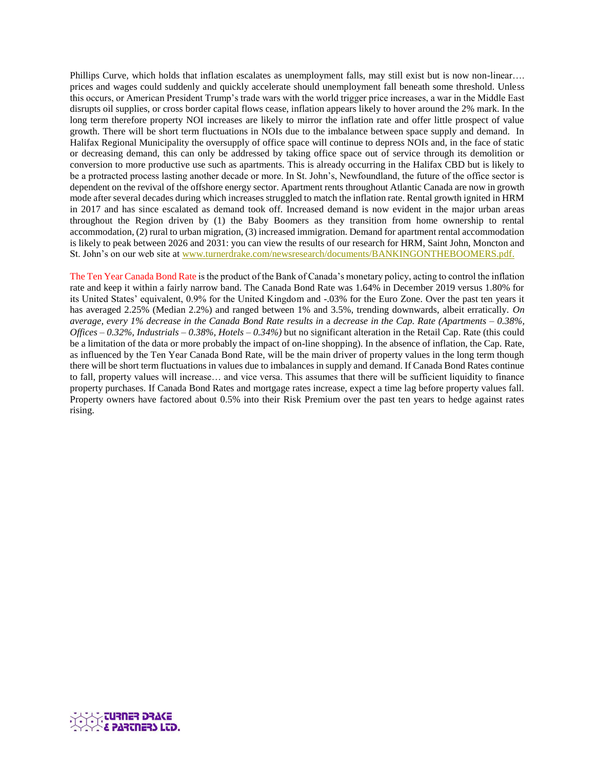Phillips Curve, which holds that inflation escalates as unemployment falls, may still exist but is now non-linear…. prices and wages could suddenly and quickly accelerate should unemployment fall beneath some threshold. Unless this occurs, or American President Trump's trade wars with the world trigger price increases, a war in the Middle East disrupts oil supplies, or cross border capital flows cease, inflation appears likely to hover around the 2% mark. In the long term therefore property NOI increases are likely to mirror the inflation rate and offer little prospect of value growth. There will be short term fluctuations in NOIs due to the imbalance between space supply and demand. In Halifax Regional Municipality the oversupply of office space will continue to depress NOIs and, in the face of static or decreasing demand, this can only be addressed by taking office space out of service through its demolition or conversion to more productive use such as apartments. This is already occurring in the Halifax CBD but is likely to be a protracted process lasting another decade or more. In St. John's, Newfoundland, the future of the office sector is dependent on the revival of the offshore energy sector. Apartment rents throughout Atlantic Canada are now in growth mode after several decades during which increases struggled to match the inflation rate. Rental growth ignited in HRM in 2017 and has since escalated as demand took off. Increased demand is now evident in the major urban areas throughout the Region driven by (1) the Baby Boomers as they transition from home ownership to rental accommodation, (2) rural to urban migration, (3) increased immigration. Demand for apartment rental accommodation is likely to peak between 2026 and 2031: you can view the results of our research for HRM, Saint John, Moncton and St. John's on our web site at www.turnerdrake.com/newsresearch/documents/BANKINGONTHEBOOMERS.pdf.

The Ten Year Canada Bond Rate is the product of the Bank of Canada's monetary policy, acting to control the inflation rate and keep it within a fairly narrow band. The Canada Bond Rate was 1.64% in December 2019 versus 1.80% for its United States' equivalent, 0.9% for the United Kingdom and -.03% for the Euro Zone. Over the past ten years it has averaged 2.25% (Median 2.2%) and ranged between 1% and 3.5%, trending downwards, albeit erratically. *On average, every 1% decrease in the Canada Bond Rate results in* a *decrease in the Cap. Rate (Apartments – 0.38%, Offices – 0.32%, Industrials – 0.38%, Hotels – 0.34%)* but no significant alteration in the Retail Cap. Rate (this could be a limitation of the data or more probably the impact of on-line shopping). In the absence of inflation, the Cap. Rate, as influenced by the Ten Year Canada Bond Rate, will be the main driver of property values in the long term though there will be short term fluctuations in values due to imbalances in supply and demand. If Canada Bond Rates continue to fall, property values will increase… and vice versa. This assumes that there will be sufficient liquidity to finance property purchases. If Canada Bond Rates and mortgage rates increase, expect a time lag before property values fall. Property owners have factored about 0.5% into their Risk Premium over the past ten years to hedge against rates rising.